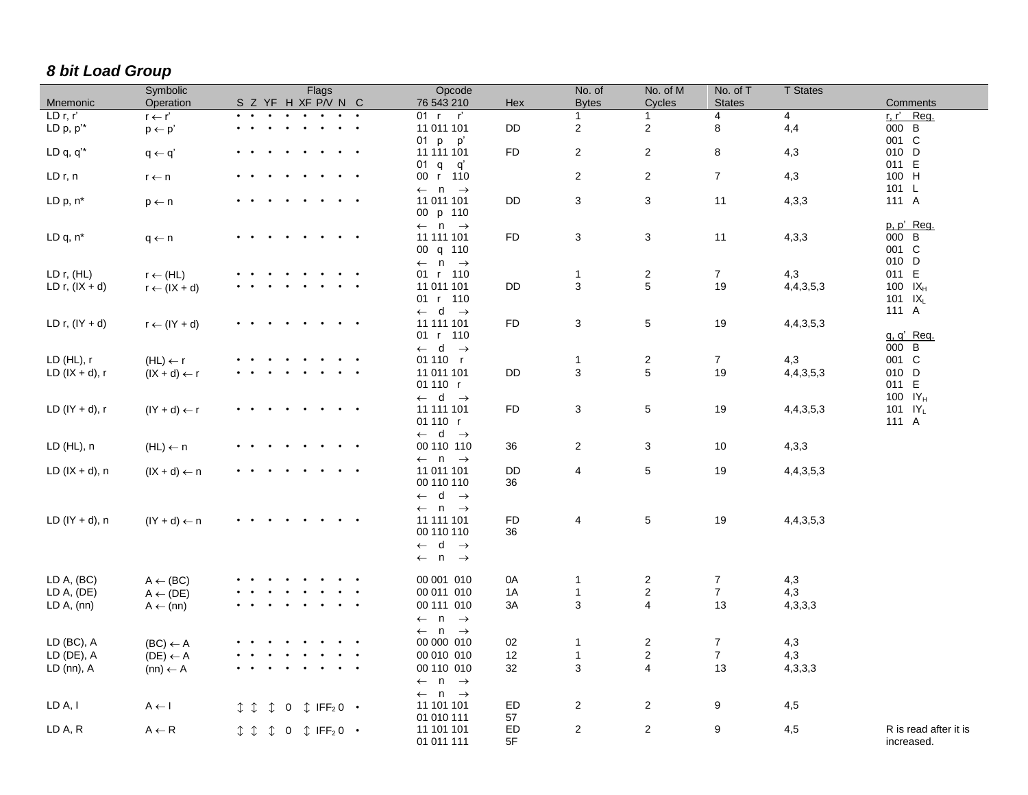## *8 bit Load Group*

| Mnemonic | Symbolic Operation | Flags S Z YF H XF P/V N C | Opcode 76 543 210 | Hex | No. of Bytes | No. of M Cycles | No. of T States | T States | Comments |
|---|---|---|---|---|---|---|---|---|---|
| LD r, r' | r ← r' | • • • • • • • • | 01 r r' | | 1 | 1 | 4 | 4 | r, r' Reg. |
| LD p, p'* | p ← p' | • • • • • • • • | 11 011 101 | DD | 2 | 2 | 8 | 4,4 | 000 B |
| | | | 01 p p' | | | | | | 001 C |
| LD q, q'* | q ← q' | • • • • • • • • | 11 111 101 | FD | 2 | 2 | 8 | 4,3 | 010 D |
| | | | 01 q q' | | | | | | 011 E |
| LD r, n | r ← n | • • • • • • • • | 00 r 110 | | 2 | 2 | 7 | 4,3 | 100 H |
| | | | ← n → | | | | | | 101 L |
| LD p, n* | p ← n | • • • • • • • • | 11 011 101 | DD | 3 | 3 | 11 | 4,3,3 | 111 A |
| | | | 00 p 110 | | | | | | |
| | | | ← n → | | | | | | p, p' Reg. |
| LD q, n* | q ← n | • • • • • • • • | 11 111 101 | FD | 3 | 3 | 11 | 4,3,3 | 000 B |
| | | | 00 q 110 | | | | | | 001 C |
| | | | ← n → | | | | | | 010 D |
| LD r, (HL) | r ← (HL) | • • • • • • • • | 01 r 110 | | 1 | 2 | 7 | 4,3 | 011 E |
| LD r, (IX + d) | r ← (IX + d) | • • • • • • • • | 11 011 101 | DD | 3 | 5 | 19 | 4,4,3,5,3 | 100 $IX_H$ |
| | | | 01 r 110 | | | | | | 101 $IX_L$ |
| | | | ← d → | | | | | | 111 A |
| LD r, (IY + d) | r ← (IY + d) | • • • • • • • • | 11 111 101 | FD | 3 | 5 | 19 | 4,4,3,5,3 | |
| | | | 01 r 110 | | | | | | q, q' Reg. |
| | | | ← d → | | | | | | 000 B |
| LD (HL), r | (HL) ← r | • • • • • • • • | 01 110 r | | 1 | 2 | 7 | 4,3 | 001 C |
| LD (IX + d), r | (IX + d) ← r | • • • • • • • • | 11 011 101 | DD | 3 | 5 | 19 | 4,4,3,5,3 | 010 D |
| | | | 01 110 r | | | | | | 011 E |
| | | | ← d → | | | | | | 100 $IY_H$ |
| LD (IY + d), r | (IY + d) ← r | • • • • • • • • | 11 111 101 | FD | 3 | 5 | 19 | 4,4,3,5,3 | 101 $IY_L$ |
| | | | 01 110 r | | | | | | 111 A |
| | | | ← d → | | | | | | |
| LD (HL), n | (HL) ← n | • • • • • • • • | 00 110 110 | 36 | 2 | 3 | 10 | 4,3,3 | |
| | | | ← n → | | | | | | |
| LD (IX + d), n | (IX + d) ← n | • • • • • • • • | 11 011 101 | DD | 4 | 5 | 19 | 4,4,3,5,3 | |
| | | | 00 110 110 | 36 | | | | | |
| | | | ← d → | | | | | | |
| | | | ← n → | | | | | | |
| LD (IY + d), n | (IY + d) ← n | • • • • • • • • | 11 111 101 | FD | 4 | 5 | 19 | 4,4,3,5,3 | |
| | | | 00 110 110 | 36 | | | | | |
| | | | ← d → | | | | | | |
| | | | ← n → | | | | | | |
| LD A, (BC) | A ← (BC) | • • • • • • • • | 00 001 010 | 0A | 1 | 2 | 7 | 4,3 | |
| LD A, (DE) | A ← (DE) | • • • • • • • • | 00 011 010 | 1A | 1 | 2 | 7 | 4,3 | |
| LD A, (nn) | A ← (nn) | • • • • • • • • | 00 111 010 | 3A | 3 | 4 | 13 | 4,3,3,3 | |
| | | | ← n → | | | | | | |
| | | | ← n → | | | | | | |
| LD (BC), A | (BC) ← A | • • • • • • • • | 00 000 010 | 02 | 1 | 2 | 7 | 4,3 | |
| LD (DE), A | (DE) ← A | • • • • • • • • | 00 010 010 | 12 | 1 | 2 | 7 | 4,3 | |
| LD (nn), A | (nn) ← A | • • • • • • • • | 00 110 010 | 32 | 3 | 4 | 13 | 4,3,3,3 | |
| | | | ← n → | | | | | | |
| | | | ← n → | | | | | | |
| LD A, I | A ← I | ↕ ↕ ↕ 0 ↕ $IFF_2$ 0 • | 11 101 101 | ED | 2 | 2 | 9 | 4,5 | |
| | | | 01 010 111 | 57 | | | | | |
| LD A, R | A ← R | ↕ ↕ ↕ 0 ↕ $IFF_2$ 0 • | 11 101 101 | ED | 2 | 2 | 9 | 4,5 | R is read after it is increased. |
| | | | 01 011 111 | 5F | | | | | |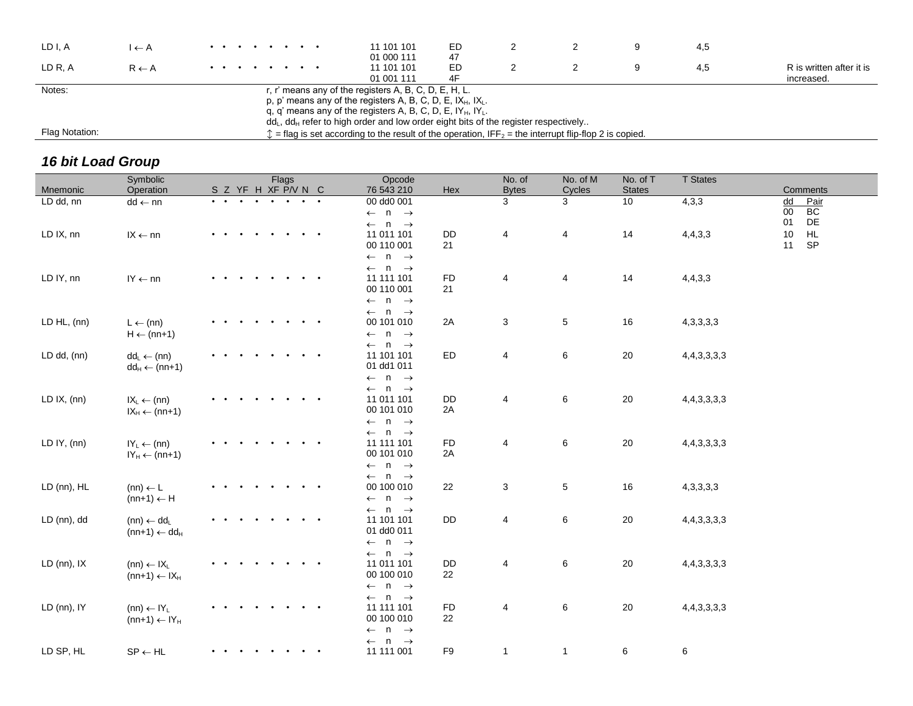| | | | | | | | | | |
|---|---|---|---|---|---|---|---|---|---|
| LD I, A | I ← A | • • • • • • • • • | 11 101 101<br>01 000 111 | ED<br>47 | 2 | 2 | 9 | 4,5 | |
| LD R, A | R ← A | • • • • • • • • • | 11 101 101<br>01 001 111 | ED<br>4F | 2 | 2 | 9 | 4,5 | R is written after it is increased. |

Notes:
r, r' means any of the registers A, B, C, D, E, H, L.
p, p' means any of the registers A, B, C, D, E, $IX_H$, $IX_L$.
q, q' means any of the registers A, B, C, D, E, $IY_H$, $IY_L$.
$dd_L$, $dd_H$ refer to high order and low order eight bits of the register respectively..

Flag Notation:
↕ = flag is set according to the result of the operation, $IFF_2$ = the interrupt flip-flop 2 is copied.

## *16 bit Load Group*

| Mnemonic | Symbolic Operation | Flags S Z YF H XF P/V N C | Opcode 76 543 210 | Hex | No. of Bytes | No. of M Cycles | No. of T States | T States | Comments |
|---|---|---|---|---|---|---|---|---|---|
| LD dd, nn | dd ← nn | • • • • • • • • • | 00 dd0 001<br>← n →<br>← n → | | 3 | 3 | 10 | 4,3,3 | dd Pair<br>00 BC<br>01 DE |
| LD IX, nn | IX ← nn | • • • • • • • • • | 11 011 101<br>00 110 001<br>← n →<br>← n → | DD<br>21 | 4 | 4 | 14 | 4,4,3,3 | 10 HL<br>11 SP |
| LD IY, nn | IY ← nn | • • • • • • • • • | 11 111 101<br>00 110 001<br>← n →<br>← n → | FD<br>21 | 4 | 4 | 14 | 4,4,3,3 | |
| LD HL, (nn) | L ← (nn)<br>H ← (nn+1) | • • • • • • • • • | 00 101 010<br>← n →<br>← n → | 2A | 3 | 5 | 16 | 4,3,3,3,3 | |
| LD dd, (nn) | $dd_L$ ← (nn)<br>$dd_H$ ← (nn+1) | • • • • • • • • • | 11 101 101<br>01 dd1 011<br>← n →<br>← n → | ED | 4 | 6 | 20 | 4,4,3,3,3,3 | |
| LD IX, (nn) | $IX_L$ ← (nn)<br>$IX_H$ ← (nn+1) | • • • • • • • • • | 11 011 101<br>00 101 010<br>← n →<br>← n → | DD<br>2A | 4 | 6 | 20 | 4,4,3,3,3,3 | |
| LD IY, (nn) | $IY_L$ ← (nn)<br>$IY_H$ ← (nn+1) | • • • • • • • • • | 11 111 101<br>00 101 010<br>← n →<br>← n → | FD<br>2A | 4 | 6 | 20 | 4,4,3,3,3,3 | |
| LD (nn), HL | (nn) ← L<br>(nn+1) ← H | • • • • • • • • • | 00 100 010<br>← n →<br>← n → | 22 | 3 | 5 | 16 | 4,3,3,3,3 | |
| LD (nn), dd | (nn) ← $dd_L$<br>(nn+1) ← $dd_H$ | • • • • • • • • • | 11 101 101<br>01 dd0 011<br>← n →<br>← n → | DD | 4 | 6 | 20 | 4,4,3,3,3,3 | |
| LD (nn), IX | (nn) ← $IX_L$<br>(nn+1) ← $IX_H$ | • • • • • • • • • | 11 011 101<br>00 100 010<br>← n →<br>← n → | DD<br>22 | 4 | 6 | 20 | 4,4,3,3,3,3 | |
| LD (nn), IY | (nn) ← $IY_L$<br>(nn+1) ← $IY_H$ | • • • • • • • • • | 11 111 101<br>00 100 010<br>← n →<br>← n → | FD<br>22 | 4 | 6 | 20 | 4,4,3,3,3,3 | |
| LD SP, HL | SP ← HL | • • • • • • • • • | 11 111 001 | F9 | 1 | 1 | 6 | 6 | |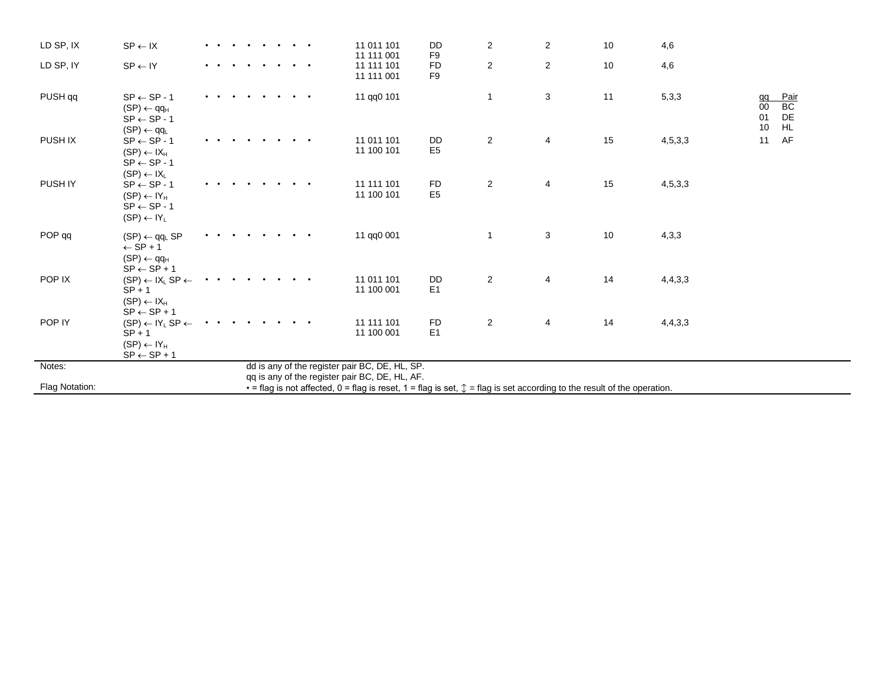| Mnemonic | Symbolic Operation | Flags | Opcode | Hex | No. of Bytes | No. of M Cycles | No. of T States | T States per M Cycle | Comments |
|---|---|---|---|---|---|---|---|---|---|
| LD SP, IX | SP ← IX | • • • • • • • • • | 11 011 101<br>11 111 001 | DD<br>F9 | 2 | 2 | 10 | 4,6 | |
| LD SP, IY | SP ← IY | • • • • • • • • • | 11 111 101<br>11 111 001 | FD<br>F9 | 2 | 2 | 10 | 4,6 | |
| PUSH qq | SP ← SP - 1<br>(SP) ← $qq_H$<br>SP ← SP - 1<br>(SP) ← $qq_L$ | • • • • • • • • • | 11 qq0 101 | | 1 | 3 | 11 | 5,3,3 | qq Pair<br>00 BC<br>01 DE<br>10 HL<br>11 AF |
| PUSH IX | SP ← SP - 1<br>(SP) ← $IX_H$<br>SP ← SP - 1<br>(SP) ← $IX_L$ | • • • • • • • • • | 11 011 101<br>11 100 101 | DD<br>E5 | 2 | 4 | 15 | 4,5,3,3 | |
| PUSH IY | SP ← SP - 1<br>(SP) ← $IY_H$<br>SP ← SP - 1<br>(SP) ← $IY_L$ | • • • • • • • • • | 11 111 101<br>11 100 101 | FD<br>E5 | 2 | 4 | 15 | 4,5,3,3 | |
| POP qq | (SP) ← $qq_L$ SP ← SP + 1<br>(SP) ← $qq_H$<br>SP ← SP + 1 | • • • • • • • • • | 11 qq0 001 | | 1 | 3 | 10 | 4,3,3 | |
| POP IX | (SP) ← $IX_L$ SP ← SP + 1<br>(SP) ← $IX_H$<br>SP ← SP + 1 | • • • • • • • • • | 11 011 101<br>11 100 001 | DD<br>E1 | 2 | 4 | 14 | 4,4,3,3 | |
| POP IY | (SP) ← $IY_L$ SP ← SP + 1<br>(SP) ← $IY_H$<br>SP ← SP + 1 | • • • • • • • • • | 11 111 101<br>11 100 001 | FD<br>E1 | 2 | 4 | 14 | 4,4,3,3 | |

Notes: dd is any of the register pair BC, DE, HL, SP.
qq is any of the register pair BC, DE, HL, AF.

Flag Notation: • = flag is not affected, 0 = flag is reset, 1 = flag is set, ↕ = flag is set according to the result of the operation.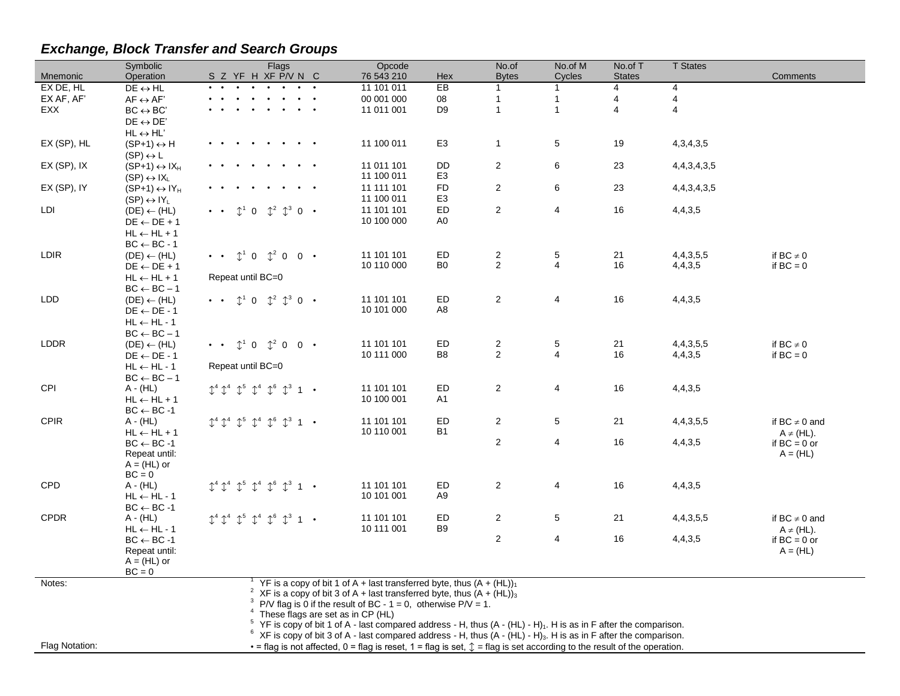## *Exchange, Block Transfer and Search Groups*

| Mnemonic | Symbolic Operation | S | Z | YF | H | XF | P/V | N | C | Opcode 76 543 210 | Hex | No.of Bytes | No.of M Cycles | No.of T States | T States | Comments |
|---|---|---|---|---|---|---|---|---|---|---|---|---|---|---|---|---|
| EX DE, HL | DE ↔ HL | • | • | • | • | • | • | • | • | 11 101 011 | EB | 1 | 1 | 4 | 4 | |
| EX AF, AF' | AF ↔ AF' | • | • | • | • | • | • | • | • | 00 001 000 | 08 | 1 | 1 | 4 | 4 | |
| EXX | BC ↔ BC'<br>DE ↔ DE'<br>HL ↔ HL' | • | • | • | • | • | • | • | • | 11 011 001 | D9 | 1 | 1 | 4 | 4 | |
| EX (SP), HL | (SP+1) ↔ H<br>(SP) ↔ L | • | • | • | • | • | • | • | • | 11 100 011 | E3 | 1 | 5 | 19 | 4,3,4,3,5 | |
| EX (SP), IX | (SP+1) ↔ $IX_H$<br>(SP) ↔ $IX_L$ | • | • | • | • | • | • | • | • | 11 011 101<br>11 100 011 | DD<br>E3 | 2 | 6 | 23 | 4,4,3,4,3,5 | |
| EX (SP), IY | (SP+1) ↔ $IY_H$<br>(SP) ↔ $IY_L$ | • | • | • | • | • | • | • | • | 11 111 101<br>11 100 011 | FD<br>E3 | 2 | 6 | 23 | 4,4,3,4,3,5 | |
| LDI | (DE) ← (HL)<br>DE ← DE + 1<br>HL ← HL + 1<br>BC ← BC - 1 | • | • | ↕[1] | 0 | ↕[2] | ↕[3] | 0 | • | 11 101 101<br>10 100 000 | ED<br>A0 | 2 | 4 | 16 | 4,4,3,5 | |
| LDIR | (DE) ← (HL)<br>DE ← DE + 1<br>HL ← HL + 1<br>BC ← BC – 1 | • | • | ↕[1] | 0 | ↕[2] | 0 | 0 | • | 11 101 101<br>10 110 000 | ED<br>B0 | 2<br>2 | 5<br>4 | 21<br>16 | 4,4,3,5,5<br>4,4,3,5 | if BC ≠ 0<br>if BC = 0 |
| | | Repeat until BC=0 | | | | | | | | | | | | | | |
| LDD | (DE) ← (HL)<br>DE ← DE - 1<br>HL ← HL - 1<br>BC ← BC – 1 | • | • | ↕[1] | 0 | ↕[2] | ↕[3] | 0 | • | 11 101 101<br>10 101 000 | ED<br>A8 | 2 | 4 | 16 | 4,4,3,5 | |
| LDDR | (DE) ← (HL)<br>DE ← DE - 1<br>HL ← HL - 1<br>BC ← BC – 1 | • | • | ↕[1] | 0 | ↕[2] | 0 | 0 | • | 11 101 101<br>10 111 000 | ED<br>B8 | 2<br>2 | 5<br>4 | 21<br>16 | 4,4,3,5,5<br>4,4,3,5 | if BC ≠ 0<br>if BC = 0 |
| | | Repeat until BC=0 | | | | | | | | | | | | | | |
| CPI | A - (HL)<br>HL ← HL + 1<br>BC ← BC -1 | ↕[4] | ↕[4] | ↕[5] | ↕[4] | ↕[6] | ↕[3] | 1 | • | 11 101 101<br>10 100 001 | ED<br>A1 | 2 | 4 | 16 | 4,4,3,5 | |
| CPIR | A - (HL)<br>HL ← HL + 1<br>BC ← BC -1<br>Repeat until:<br>A = (HL) or<br>BC = 0 | ↕[4] | ↕[4] | ↕[5] | ↕[4] | ↕[6] | ↕[3] | 1 | • | 11 101 101<br>10 110 001 | ED<br>B1 | 2<br>2 | 5<br>4 | 21<br>16 | 4,4,3,5,5<br>4,4,3,5 | if BC ≠ 0 and A ≠ (HL).<br>if BC = 0 or A = (HL) |
| CPD | A - (HL)<br>HL ← HL - 1<br>BC ← BC -1 | ↕[4] | ↕[4] | ↕[5] | ↕[4] | ↕[6] | ↕[3] | 1 | • | 11 101 101<br>10 101 001 | ED<br>A9 | 2 | 4 | 16 | 4,4,3,5 | |
| CPDR | A - (HL)<br>HL ← HL - 1<br>BC ← BC -1<br>Repeat until:<br>A = (HL) or<br>BC = 0 | ↕[4] | ↕[4] | ↕[5] | ↕[4] | ↕[6] | ↕[3] | 1 | • | 11 101 101<br>10 111 001 | ED<br>B9 | 2<br>2 | 5<br>4 | 21<br>16 | 4,4,3,5,5<br>4,4,3,5 | if BC ≠ 0 and A ≠ (HL).<br>if BC = 0 or A = (HL) |

Notes:

[1] YF is a copy of bit 1 of A + last transferred byte, thus $(A + (HL))_1$
[2] XF is a copy of bit 3 of A + last transferred byte, thus $(A + (HL))_3$
[3] P/V flag is 0 if the result of BC - 1 = 0, otherwise P/V = 1.
[4] These flags are set as in CP (HL)
[5] YF is copy of bit 1 of A - last compared address - H, thus $(A - (HL) - H)_1$. H is as in F after the comparison.
[6] XF is copy of bit 3 of A - last compared address - H, thus $(A - (HL) - H)_3$. H is as in F after the comparison.

Flag Notation: • = flag is not affected, 0 = flag is reset, 1 = flag is set, ↕ = flag is set according to the result of the operation.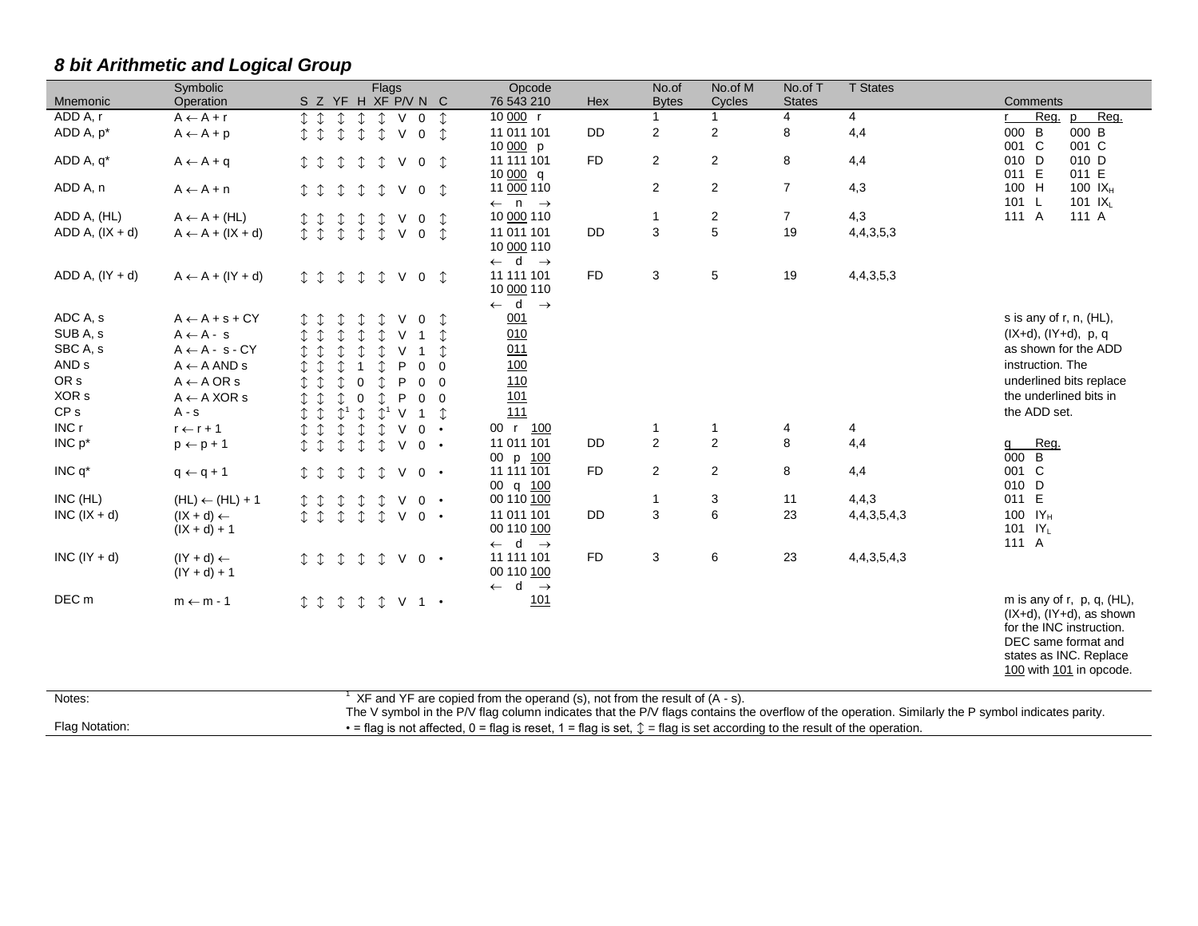## *8 bit Arithmetic and Logical Group*

| Mnemonic | Symbolic Operation | S | Z | YF | H | XF | P/V | N | C | Opcode 76 543 210 | Hex | No.of Bytes | No.of M Cycles | No.of T States | T States | Comments |
|---|---|---|---|---|---|---|---|---|---|---|---|---|---|---|---|---|
| ADD A, r | A ← A + r | ↕ | ↕ | ↕ | ↕ | ↕ | V | 0 | ↕ | 10 000 r | | 1 | 1 | 4 | 4 | r Reg. p Reg. |
| ADD A, p* | A ← A + p | ↕ | ↕ | ↕ | ↕ | ↕ | V | 0 | ↕ | 11 011 101<br>10 000 p | DD | 2 | 2 | 8 | 4,4 | 000 B 000 B<br>001 C 001 C |
| ADD A, q* | A ← A + q | ↕ | ↕ | ↕ | ↕ | ↕ | V | 0 | ↕ | 11 111 101<br>10 000 q | FD | 2 | 2 | 8 | 4,4 | 010 D 010 D<br>011 E 011 E |
| ADD A, n | A ← A + n | ↕ | ↕ | ↕ | ↕ | ↕ | V | 0 | ↕ | 11 000 110<br>← n → | | 2 | 2 | 7 | 4,3 | 100 H 100 $IX_H$<br>101 L 101 $IX_L$ |
| ADD A, (HL) | A ← A + (HL) | ↕ | ↕ | ↕ | ↕ | ↕ | V | 0 | ↕ | 10 000 110 | | 1 | 2 | 7 | 4,3 | 111 A 111 A |
| ADD A, (IX + d) | A ← A + (IX + d) | ↕ | ↕ | ↕ | ↕ | ↕ | V | 0 | ↕ | 11 011 101<br>10 000 110<br>← d → | DD | 3 | 5 | 19 | 4,4,3,5,3 | |
| ADD A, (IY + d) | A ← A + (IY + d) | ↕ | ↕ | ↕ | ↕ | ↕ | V | 0 | ↕ | 11 111 101<br>10 000 110<br>← d → | FD | 3 | 5 | 19 | 4,4,3,5,3 | |
| ADC A, s | A ← A + s + CY | ↕ | ↕ | ↕ | ↕ | ↕ | V | 0 | ↕ | 001 | | | | | | s is any of r, n, (HL), |
| SUB A, s | A ← A - s | ↕ | ↕ | ↕ | ↕ | ↕ | V | 1 | ↕ | 010 | | | | | | (IX+d), (IY+d), p, q |
| SBC A, s | A ← A - s - CY | ↕ | ↕ | ↕ | ↕ | ↕ | V | 1 | ↕ | 011 | | | | | | as shown for the ADD |
| AND s | A ← A AND s | ↕ | ↕ | ↕ | 1 | ↕ | P | 0 | 0 | 100 | | | | | | instruction. The |
| OR s | A ← A OR s | ↕ | ↕ | ↕ | 0 | ↕ | P | 0 | 0 | 110 | | | | | | underlined bits replace |
| XOR s | A ← A XOR s | ↕ | ↕ | ↕ | 0 | ↕ | P | 0 | 0 | 101 | | | | | | the underlined bits in |
| CP s | A - s | ↕ | ↕ | ↕[1] | ↕ | ↕[1] | V | 1 | ↕ | 111 | | | | | | the ADD set. |
| INC r | r ← r + 1 | ↕ | ↕ | ↕ | ↕ | ↕ | V | 0 | • | 00 r 100 | | 1 | 1 | 4 | 4 | |
| INC p* | p ← p + 1 | ↕ | ↕ | ↕ | ↕ | ↕ | V | 0 | • | 11 011 101<br>00 p 100 | DD | 2 | 2 | 8 | 4,4 | q Reg.<br>000 B |
| INC q* | q ← q + 1 | ↕ | ↕ | ↕ | ↕ | ↕ | V | 0 | • | 11 111 101<br>00 q 100 | FD | 2 | 2 | 8 | 4,4 | 001 C<br>010 D |
| INC (HL) | (HL) ← (HL) + 1 | ↕ | ↕ | ↕ | ↕ | ↕ | V | 0 | • | 00 110 100 | | 1 | 3 | 11 | 4,4,3 | 011 E |
| INC (IX + d) | (IX + d) ← (IX + d) + 1 | ↕ | ↕ | ↕ | ↕ | ↕ | V | 0 | • | 11 011 101<br>00 110 100<br>← d → | DD | 3 | 6 | 23 | 4,4,3,5,4,3 | 100 $IY_H$<br>101 $IY_L$<br>111 A |
| INC (IY + d) | (IY + d) ← (IY + d) + 1 | ↕ | ↕ | ↕ | ↕ | ↕ | V | 0 | • | 11 111 101<br>00 110 100<br>← d → | FD | 3 | 6 | 23 | 4,4,3,5,4,3 | |
| DEC m | m ← m - 1 | ↕ | ↕ | ↕ | ↕ | ↕ | V | 1 | • | 101 | | | | | | m is any of r, p, q, (HL), (IX+d), (IY+d), as shown for the INC instruction. DEC same format and states as INC. Replace 100 with 101 in opcode. |

Notes: [1] XF and YF are copied from the operand (s), not from the result of (A - s).
The V symbol in the P/V flag column indicates that the P/V flags contains the overflow of the operation. Similarly the P symbol indicates parity.

Flag Notation: • = flag is not affected, 0 = flag is reset, 1 = flag is set, ↕ = flag is set according to the result of the operation.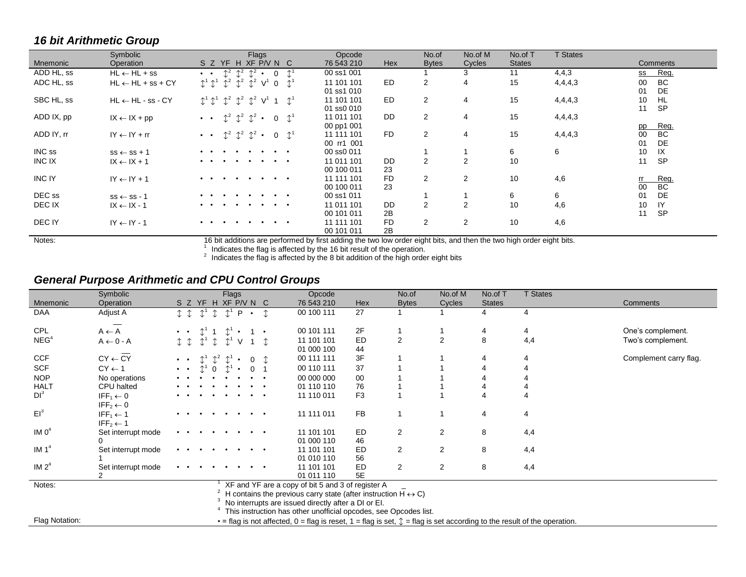### *16 bit Arithmetic Group*

| Mnemonic | Symbolic Operation | S | Z | YF | H | XF | P/V | N | C | Opcode 76 543 210 | Hex | No.of Bytes | No.of M Cycles | No.of T States | T States | Comments |
|---|---|---|---|---|---|---|---|---|---|---|---|---|---|---|---|---|
| ADD HL, ss | HL ← HL + ss | • | • | ↕[2] | ↕[2] | ↕[2] | • | 0 | ↕[1] | 00 ss1 001 | | 1 | 3 | 11 | 4,4,3 | ss Reg. |
| ADC HL, ss | HL ← HL + ss + CY | ↕[1] | ↕[1] | ↕[2] | ↕[2] | ↕[2] | V[1] | 0 | ↕[1] | 11 101 101 01 ss1 010 | ED | 2 | 4 | 15 | 4,4,4,3 | 00 BC 01 DE |
| SBC HL, ss | HL ← HL - ss - CY | ↕[1] | ↕[1] | ↕[2] | ↕[2] | ↕[2] | V[1] | 1 | ↕[1] | 11 101 101 01 ss0 010 | ED | 2 | 4 | 15 | 4,4,4,3 | 10 HL 11 SP |
| ADD IX, pp | IX ← IX + pp | • | • | ↕[2] | ↕[2] | ↕[2] | • | 0 | ↕[1] | 11 011 101 00 pp1 001 | DD | 2 | 4 | 15 | 4,4,4,3 | pp Reg. |
| ADD IY, rr | IY ← IY + rr | • | • | ↕[2] | ↕[2] | ↕[2] | • | 0 | ↕[1] | 11 111 101 00 rr1 001 | FD | 2 | 4 | 15 | 4,4,4,3 | 00 BC 01 DE |
| INC ss | ss ← ss + 1 | • | • | • | • | • | • | • | • | 00 ss0 011 | | 1 | 1 | 6 | 6 | 10 IX |
| INC IX | IX ← IX + 1 | • | • | • | • | • | • | • | • | 11 011 101 00 100 011 | DD 23 | 2 | 2 | 10 | | 11 SP |
| INC IY | IY ← IY + 1 | • | • | • | • | • | • | • | • | 11 111 101 00 100 011 | FD 23 | 2 | 2 | 10 | 4,6 | rr Reg. 00 BC |
| DEC ss | ss ← ss - 1 | • | • | • | • | • | • | • | • | 00 ss1 011 | | 1 | 1 | 6 | 6 | 01 DE |
| DEC IX | IX ← IX - 1 | • | • | • | • | • | • | • | • | 11 011 101 00 101 011 | DD 2B | 2 | 2 | 10 | 4,6 | 10 IY 11 SP |
| DEC IY | IY ← IY - 1 | • | • | • | • | • | • | • | • | 11 111 101 00 101 011 | FD 2B | 2 | 2 | 10 | 4,6 | |

Notes: 16 bit additions are performed by first adding the two low order eight bits, and then the two high order eight bits.
[1] Indicates the flag is affected by the 16 bit result of the operation.
[2] Indicates the flag is affected by the 8 bit addition of the high order eight bits

### *General Purpose Arithmetic and CPU Control Groups*

| Mnemonic | Symbolic Operation | S | Z | YF | H | XF | P/V | N | C | Opcode 76 543 210 | Hex | No.of Bytes | No.of M Cycles | No.of T States | T States | Comments |
|---|---|---|---|---|---|---|---|---|---|---|---|---|---|---|---|---|
| DAA | Adjust A | ↕ | ↕ | ↕[1] | ↕ | ↕[1] | P | • | ↕ | 00 100 111 | 27 | 1 | 1 | 4 | 4 | |
| CPL | $A \leftarrow \overline{A}$ | • | • | ↕[1] | 1 | ↕[1] | • | 1 | • | 00 101 111 | 2F | 1 | 1 | 4 | 4 | One's complement. |
| NEG[4] | A ← 0 - A | ↕ | ↕ | ↕[1] | ↕ | ↕[1] | V | 1 | ↕ | 11 101 101 01 000 100 | ED 44 | 2 | 2 | 8 | 4,4 | Two's complement. |
| CCF | $CY \leftarrow \overline{CY}$ | • | • | ↕[1] | ↕[2] | ↕[1] | • | 0 | ↕ | 00 111 111 | 3F | 1 | 1 | 4 | 4 | Complement carry flag. |
| SCF | CY ← 1 | • | • | ↕[1] | 0 | ↕[1] | • | 0 | 1 | 00 110 111 | 37 | 1 | 1 | 4 | 4 | |
| NOP | No operations | • | • | • | • | • | • | • | • | 00 000 000 | 00 | 1 | 1 | 4 | 4 | |
| HALT | CPU halted | • | • | • | • | • | • | • | • | 01 110 110 | 76 | 1 | 1 | 4 | 4 | |
| DI[3] | $IFF_1 \leftarrow 0$ $IFF_2 \leftarrow 0$ | • | • | • | • | • | • | • | • | 11 110 011 | F3 | 1 | 1 | 4 | 4 | |
| EI[3] | $IFF_1 \leftarrow 1$ $IFF_2 \leftarrow 1$ | • | • | • | • | • | • | • | • | 11 111 011 | FB | 1 | 1 | 4 | 4 | |
| IM 0[4] | Set interrupt mode 0 | • | • | • | • | • | • | • | • | 11 101 101 01 000 110 | ED 46 | 2 | 2 | 8 | 4,4 | |
| IM 1[4] | Set interrupt mode 1 | • | • | • | • | • | • | • | • | 11 101 101 01 010 110 | ED 56 | 2 | 2 | 8 | 4,4 | |
| IM 2[4] | Set interrupt mode 2 | • | • | • | • | • | • | • | • | 11 101 101 01 011 110 | ED 5E | 2 | 2 | 8 | 4,4 | |

Notes:
[1] XF and YF are a copy of bit 5 and 3 of register A
[2] H contains the previous carry state (after instruction $\overline{H} \leftrightarrow C$)
[3] No interrupts are issued directly after a DI or EI.
[4] This instruction has other unofficial opcodes, see Opcodes list.

Flag Notation: • = flag is not affected, 0 = flag is reset, 1 = flag is set, ↕ = flag is set according to the result of the operation.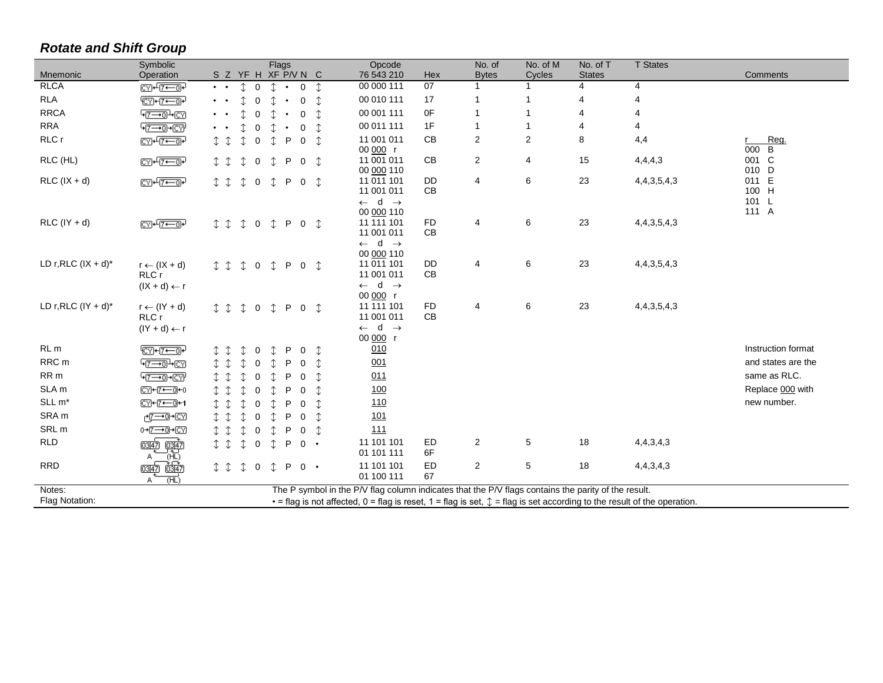### *Rotate and Shift Group*

| Mnemonic | Symbolic Operation | S | Z | YF | H | XF | P/V | N | C | Opcode 76 543 210 | Hex | No. of Bytes | No. of M Cycles | No. of T States | T States | Comments |
|---|---|---|---|---|---|---|---|---|---|---|---|---|---|---|---|---|
| RLCA | CY ← [7 ← 0] ← | • | • | ↕ | 0 | ↕ | • | 0 | ↕ | 00 000 111 | 07 | 1 | 1 | 4 | 4 | |
| RLA | [CY] ← [7 ← 0] ← | • | • | ↕ | 0 | ↕ | • | 0 | ↕ | 00 010 111 | 17 | 1 | 1 | 4 | 4 | |
| RRCA | → [7 → 0] → CY | • | • | ↕ | 0 | ↕ | • | 0 | ↕ | 00 001 111 | 0F | 1 | 1 | 4 | 4 | |
| RRA | → [7 → 0] → [CY] | • | • | ↕ | 0 | ↕ | • | 0 | ↕ | 00 011 111 | 1F | 1 | 1 | 4 | 4 | |
| RLC r | CY ← [7 ← 0] ← | ↕ | ↕ | ↕ | 0 | ↕ | P | 0 | ↕ | 11 001 011<br>00 000 r | CB | 2 | 2 | 8 | 4,4 | r Reg.<br>000 B<br>001 C<br>010 D<br>011 E<br>100 H<br>101 L<br>111 A |
| RLC (HL) | CY ← [7 ← 0] ← | ↕ | ↕ | ↕ | 0 | ↕ | P | 0 | ↕ | 11 001 011<br>00 000 110 | CB | 2 | 4 | 15 | 4,4,4,3 | |
| RLC (IX + d) | CY ← [7 ← 0] ← | ↕ | ↕ | ↕ | 0 | ↕ | P | 0 | ↕ | 11 011 101<br>11 001 011<br>← d →<br>00 000 110 | DD<br>CB | 4 | 6 | 23 | 4,4,3,5,4,3 | |
| RLC (IY + d) | CY ← [7 ← 0] ← | ↕ | ↕ | ↕ | 0 | ↕ | P | 0 | ↕ | 11 111 101<br>11 001 011<br>← d →<br>00 000 110 | FD<br>CB | 4 | 6 | 23 | 4,4,3,5,4,3 | |
| LD r,RLC (IX + d)* | r ← (IX + d)<br>RLC r<br>(IX + d) ← r | ↕ | ↕ | ↕ | 0 | ↕ | P | 0 | ↕ | 11 011 101<br>11 001 011<br>← d →<br>00 000 r | DD<br>CB | 4 | 6 | 23 | 4,4,3,5,4,3 | |
| LD r,RLC (IY + d)* | r ← (IY + d)<br>RLC r<br>(IY + d) ← r | ↕ | ↕ | ↕ | 0 | ↕ | P | 0 | ↕ | 11 111 101<br>11 001 011<br>← d →<br>00 000 r | FD<br>CB | 4 | 6 | 23 | 4,4,3,5,4,3 | |
| RL m | [CY] ← [7 ← 0] ← | ↕ | ↕ | ↕ | 0 | ↕ | P | 0 | ↕ | 010 | | | | | | Instruction format |
| RRC m | → [7 → 0] → CY | ↕ | ↕ | ↕ | 0 | ↕ | P | 0 | ↕ | 001 | | | | | | and states are the |
| RR m | → [7 → 0] → [CY] | ↕ | ↕ | ↕ | 0 | ↕ | P | 0 | ↕ | 011 | | | | | | same as RLC. |
| SLA m | CY ← [7 ← 0] ← 0 | ↕ | ↕ | ↕ | 0 | ↕ | P | 0 | ↕ | 100 | | | | | | Replace 000 with |
| SLL m* | CY ← [7 ← 0] ← 1 | ↕ | ↕ | ↕ | 0 | ↕ | P | 0 | ↕ | 110 | | | | | | new number. |
| SRA m | → [7 → 0] → CY | ↕ | ↕ | ↕ | 0 | ↕ | P | 0 | ↕ | 101 | | | | | | |
| SRL m | 0 → [7 → 0] → CY | ↕ | ↕ | ↕ | 0 | ↕ | P | 0 | ↕ | 111 | | | | | | |
| RLD | A [0 3 \| 4 7], (HL) [0 3 \| 4 7] | ↕ | ↕ | ↕ | 0 | ↕ | P | 0 | • | 11 101 101<br>01 101 111 | ED<br>6F | 2 | 5 | 18 | 4,4,3,4,3 | |
| RRD | A [0 3 \| 4 7], (HL) [0 3 \| 4 7] | ↕ | ↕ | ↕ | 0 | ↕ | P | 0 | • | 11 101 101<br>01 100 111 | ED<br>67 | 2 | 5 | 18 | 4,4,3,4,3 | |

Notes: The P symbol in the P/V flag column indicates that the P/V flags contains the parity of the result.

Flag Notation: • = flag is not affected, 0 = flag is reset, 1 = flag is set, ↕ = flag is set according to the result of the operation.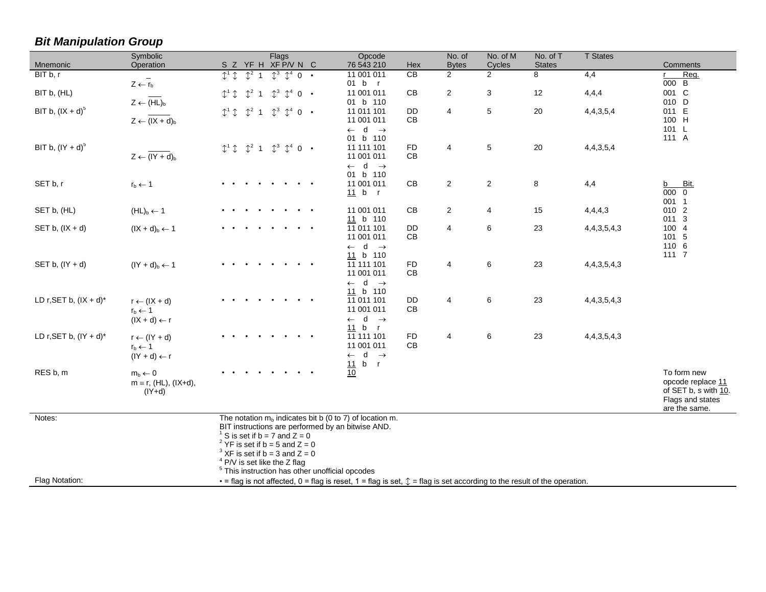## *Bit Manipulation Group*

| Mnemonic | Symbolic Operation | S | Z | YF | H | XF | P/V | N | C | Opcode 76 543 210 | Hex | No. of Bytes | No. of M Cycles | No. of T States | T States | Comments |
|---|---|---|---|---|---|---|---|---|---|---|---|---|---|---|---|---|
| BIT b, r | $Z \leftarrow \overline{r_b}$ | ↕[1] | ↕ | ↕[2] | 1 | ↕[3] | ↕[4] | 0 | • | 11 001 011<br>01 b r | CB | 2 | 2 | 8 | 4,4 | r Reg.<br>000 B |
| BIT b, (HL) | $Z \leftarrow \overline{(HL)_b}$ | ↕[1] | ↕ | ↕[2] | 1 | ↕[3] | ↕[4] | 0 | • | 11 001 011<br>01 b 110 | CB | 2 | 3 | 12 | 4,4,4 | 001 C<br>010 D |
| BIT b, (IX + d)[5] | $Z \leftarrow \overline{(IX + d)_b}$ | ↕[1] | ↕ | ↕[2] | 1 | ↕[3] | ↕[4] | 0 | • | 11 011 101<br>11 001 011<br>← d →<br>01 b 110 | DD<br>CB | 4 | 5 | 20 | 4,4,3,5,4 | 011 E<br>100 H<br>101 L<br>111 A |
| BIT b, (IY + d)[5] | $Z \leftarrow \overline{(IY + d)_b}$ | ↕[1] | ↕ | ↕[2] | 1 | ↕[3] | ↕[4] | 0 | • | 11 111 101<br>11 001 011<br>← d →<br>01 b 110 | FD<br>CB | 4 | 5 | 20 | 4,4,3,5,4 | |
| SET b, r | $r_b \leftarrow 1$ | • | • | • | • | • | • | • | • | 11 001 011<br>11 b r | CB | 2 | 2 | 8 | 4,4 | b Bit.<br>000 0<br>001 1 |
| SET b, (HL) | $(HL)_b \leftarrow 1$ | • | • | • | • | • | • | • | • | 11 001 011<br>11 b 110 | CB | 2 | 4 | 15 | 4,4,4,3 | 010 2<br>011 3 |
| SET b, (IX + d) | $(IX + d)_b \leftarrow 1$ | • | • | • | • | • | • | • | • | 11 011 101<br>11 001 011<br>← d →<br>11 b 110 | DD<br>CB | 4 | 6 | 23 | 4,4,3,5,4,3 | 100 4<br>101 5<br>110 6<br>111 7 |
| SET b, (IY + d) | $(IY + d)_b \leftarrow 1$ | • | • | • | • | • | • | • | • | 11 111 101<br>11 001 011<br>← d →<br>11 b 110 | FD<br>CB | 4 | 6 | 23 | 4,4,3,5,4,3 | |
| LD r,SET b, (IX + d)* | $r \leftarrow (IX + d)$<br>$r_b \leftarrow 1$<br>$(IX + d) \leftarrow r$ | • | • | • | • | • | • | • | • | 11 011 101<br>11 001 011<br>← d →<br>11 b r | DD<br>CB | 4 | 6 | 23 | 4,4,3,5,4,3 | |
| LD r,SET b, (IY + d)* | $r \leftarrow (IY + d)$<br>$r_b \leftarrow 1$<br>$(IY + d) \leftarrow r$ | • | • | • | • | • | • | • | • | 11 111 101<br>11 001 011<br>← d →<br>11 b r | FD<br>CB | 4 | 6 | 23 | 4,4,3,5,4,3 | |
| RES b, m | $m_b \leftarrow 0$<br>m ≡ r, (HL), (IX+d), (IY+d) | • | • | • | • | • | • | • | • | 10 | | | | | | To form new opcode replace 11 of SET b, s with 10. Flags and states are the same. |

Notes:

The notation $m_b$ indicates bit b (0 to 7) of location m.
BIT instructions are performed by an bitwise AND.
[1] S is set if b = 7 and Z = 0
[2] YF is set if b = 5 and Z = 0
[3] XF is set if b = 3 and Z = 0
[4] P/V is set like the Z flag
[5] This instruction has other unofficial opcodes

Flag Notation: • = flag is not affected, 0 = flag is reset, 1 = flag is set, ↕ = flag is set according to the result of the operation.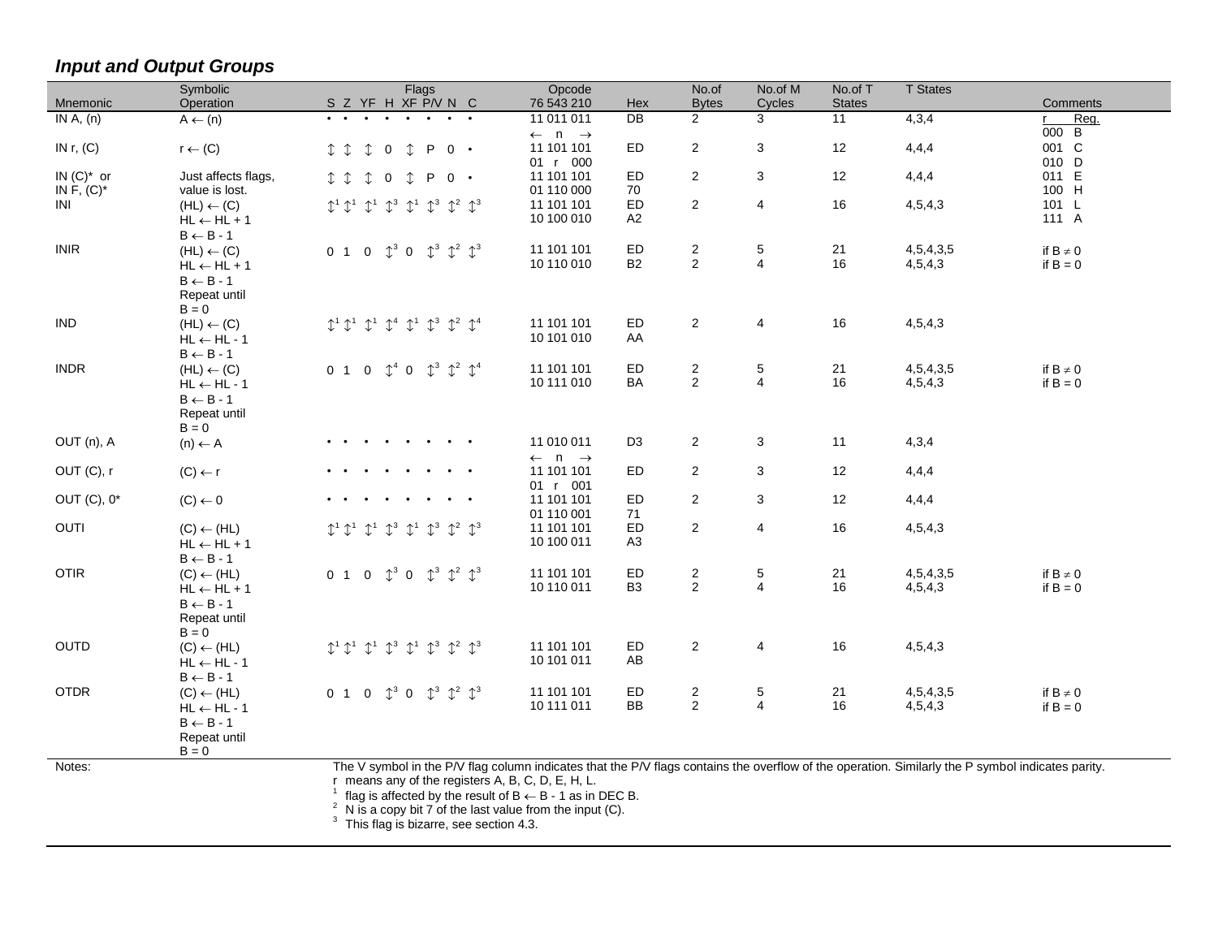## *Input and Output Groups*

| Mnemonic | Symbolic Operation | S | Z | YF | H | XF | P/V | N | C | Opcode 76 543 210 | Hex | No.of Bytes | No.of M Cycles | No.of T States | T States | Comments |
|---|---|---|---|---|---|---|---|---|---|---|---|---|---|---|---|---|
| IN A, (n) | A ← (n) | • | • | • | • | • | • | • | • | 11 011 011<br>← n → | DB | 2 | 3 | 11 | 4,3,4 | r Reg.<br>000 B |
| IN r, (C) | r ← (C) | ↕ | ↕ | ↕ | 0 | ↕ | P | 0 | • | 11 101 101<br>01 r 000 | ED | 2 | 3 | 12 | 4,4,4 | 001 C<br>010 D |
| IN (C)* or<br>IN F, (C)* | Just affects flags,<br>value is lost. | ↕ | ↕ | ↕ | 0 | ↕ | P | 0 | • | 11 101 101<br>01 110 000 | ED<br>70 | 2 | 3 | 12 | 4,4,4 | 011 E<br>100 H |
| INI | (HL) ← (C)<br>HL ← HL + 1<br>B ← B - 1 | ↕[1] | ↕[1] | ↕[1] | ↕[3] | ↕[1] | ↕[3] | ↕[2] | ↕[3] | 11 101 101<br>10 100 010 | ED<br>A2 | 2 | 4 | 16 | 4,5,4,3 | 101 L<br>111 A |
| INIR | (HL) ← (C)<br>HL ← HL + 1<br>B ← B - 1<br>Repeat until<br>B = 0 | 0 | 1 | 0 | ↕[3] | 0 | ↕[3] | ↕[2] | ↕[3] | 11 101 101<br>10 110 010 | ED<br>B2 | 2<br>2 | 5<br>4 | 21<br>16 | 4,5,4,3,5<br>4,5,4,3 | if B ≠ 0<br>if B = 0 |
| IND | (HL) ← (C)<br>HL ← HL - 1<br>B ← B - 1 | ↕[1] | ↕[1] | ↕[1] | ↕[4] | ↕[1] | ↕[3] | ↕[2] | ↕[4] | 11 101 101<br>10 101 010 | ED<br>AA | 2 | 4 | 16 | 4,5,4,3 | |
| INDR | (HL) ← (C)<br>HL ← HL - 1<br>B ← B - 1<br>Repeat until<br>B = 0 | 0 | 1 | 0 | ↕[4] | 0 | ↕[3] | ↕[2] | ↕[4] | 11 101 101<br>10 111 010 | ED<br>BA | 2<br>2 | 5<br>4 | 21<br>16 | 4,5,4,3,5<br>4,5,4,3 | if B ≠ 0<br>if B = 0 |
| OUT (n), A | (n) ← A | • | • | • | • | • | • | • | • | 11 010 011<br>← n → | D3 | 2 | 3 | 11 | 4,3,4 | |
| OUT (C), r | (C) ← r | • | • | • | • | • | • | • | • | 11 101 101<br>01 r 001 | ED | 2 | 3 | 12 | 4,4,4 | |
| OUT (C), 0* | (C) ← 0 | • | • | • | • | • | • | • | • | 11 101 101<br>01 110 001 | ED<br>71 | 2 | 3 | 12 | 4,4,4 | |
| OUTI | (C) ← (HL)<br>HL ← HL + 1<br>B ← B - 1 | ↕[1] | ↕[1] | ↕[1] | ↕[3] | ↕[1] | ↕[3] | ↕[2] | ↕[3] | 11 101 101<br>10 100 011 | ED<br>A3 | 2 | 4 | 16 | 4,5,4,3 | |
| OTIR | (C) ← (HL)<br>HL ← HL + 1<br>B ← B - 1<br>Repeat until<br>B = 0 | 0 | 1 | 0 | ↕[3] | 0 | ↕[3] | ↕[2] | ↕[3] | 11 101 101<br>10 110 011 | ED<br>B3 | 2<br>2 | 5<br>4 | 21<br>16 | 4,5,4,3,5<br>4,5,4,3 | if B ≠ 0<br>if B = 0 |
| OUTD | (C) ← (HL)<br>HL ← HL - 1<br>B ← B - 1 | ↕[1] | ↕[1] | ↕[1] | ↕[3] | ↕[1] | ↕[3] | ↕[2] | ↕[3] | 11 101 101<br>10 101 011 | ED<br>AB | 2 | 4 | 16 | 4,5,4,3 | |
| OTDR | (C) ← (HL)<br>HL ← HL - 1<br>B ← B - 1<br>Repeat until<br>B = 0 | 0 | 1 | 0 | ↕[3] | 0 | ↕[3] | ↕[2] | ↕[3] | 11 101 101<br>10 111 011 | ED<br>BB | 2<br>2 | 5<br>4 | 21<br>16 | 4,5,4,3,5<br>4,5,4,3 | if B ≠ 0<br>if B = 0 |

Notes:

The V symbol in the P/V flag column indicates that the P/V flags contains the overflow of the operation. Similarly the P symbol indicates parity.
r means any of the registers A, B, C, D, E, H, L.
[1] flag is affected by the result of B ← B - 1 as in DEC B.
[2] N is a copy bit 7 of the last value from the input (C).
[3] This flag is bizarre, see section 4.3.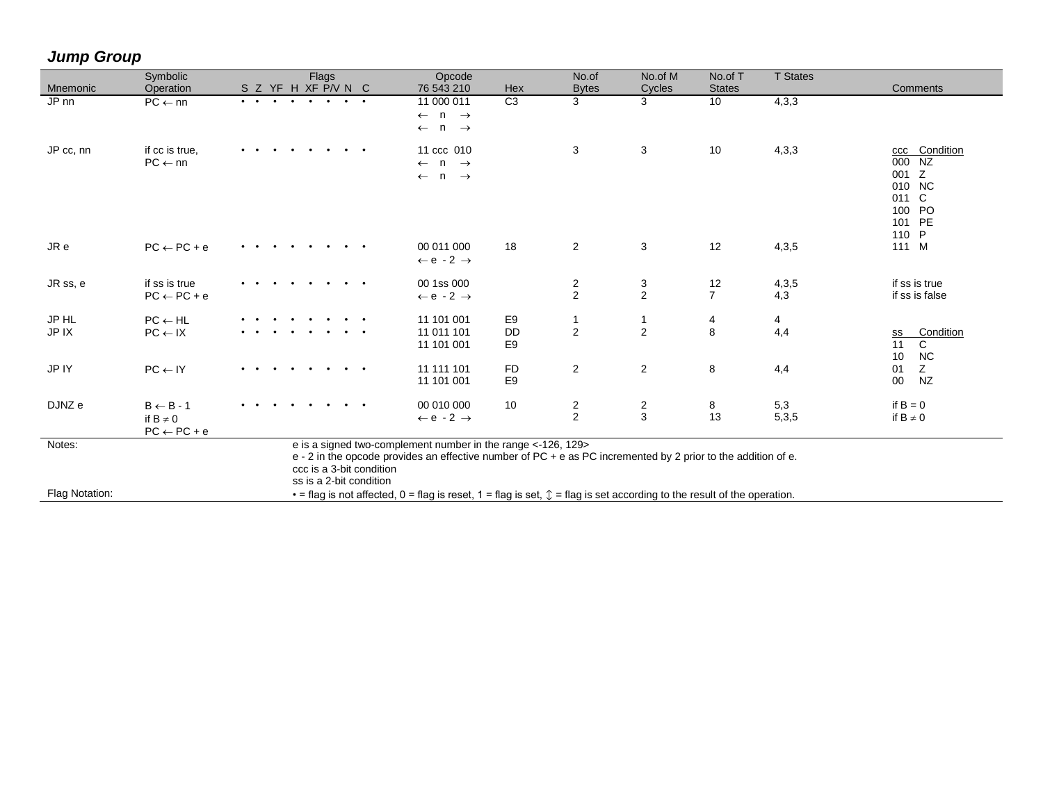### *Jump Group*

| Mnemonic | Symbolic Operation | Flags S Z YF H XF P/V N C | Opcode 76 543 210 | Hex | No.of Bytes | No.of M Cycles | No.of T States | T States | Comments |
|---|---|---|---|---|---|---|---|---|---|
| JP nn | PC ← nn | • • • • • • • • | 11 000 011<br>← n →<br>← n → | C3 | 3 | 3 | 10 | 4,3,3 | |
| JP cc, nn | if cc is true,<br>PC ← nn | • • • • • • • • | 11 ccc 010<br>← n →<br>← n → | | 3 | 3 | 10 | 4,3,3 | ccc Condition<br>000 NZ<br>001 Z<br>010 NC<br>011 C<br>100 PO<br>101 PE<br>110 P<br>111 M |
| JR e | PC ← PC + e | • • • • • • • • | 00 011 000<br>← e - 2 → | 18 | 2 | 3 | 12 | 4,3,5 | |
| JR ss, e | if ss is true<br>PC ← PC + e | • • • • • • • • | 00 1ss 000<br>← e - 2 → | | 2<br>2 | 3<br>2 | 12<br>7 | 4,3,5<br>4,3 | if ss is true<br>if ss is false |
| JP HL | PC ← HL | • • • • • • • • | 11 101 001 | E9 | 1 | 1 | 4 | 4 | |
| JP IX | PC ← IX | • • • • • • • • | 11 011 101<br>11 101 001 | DD<br>E9 | 2 | 2 | 8 | 4,4 | ss Condition<br>11 C<br>10 NC |
| JP IY | PC ← IY | • • • • • • • • | 11 111 101<br>11 101 001 | FD<br>E9 | 2 | 2 | 8 | 4,4 | 01 Z<br>00 NZ |
| DJNZ e | B ← B - 1<br>if B ≠ 0<br>PC ← PC + e | • • • • • • • • | 00 010 000<br>← e - 2 → | 10 | 2<br>2 | 2<br>3 | 8<br>13 | 5,3<br>5,3,5 | if B = 0<br>if B ≠ 0 |

Notes:
e is a signed two-complement number in the range <-126, 129>
e - 2 in the opcode provides an effective number of PC + e as PC incremented by 2 prior to the addition of e.
ccc is a 3-bit condition
ss is a 2-bit condition

Flag Notation: • = flag is not affected, 0 = flag is reset, 1 = flag is set, ↕ = flag is set according to the result of the operation.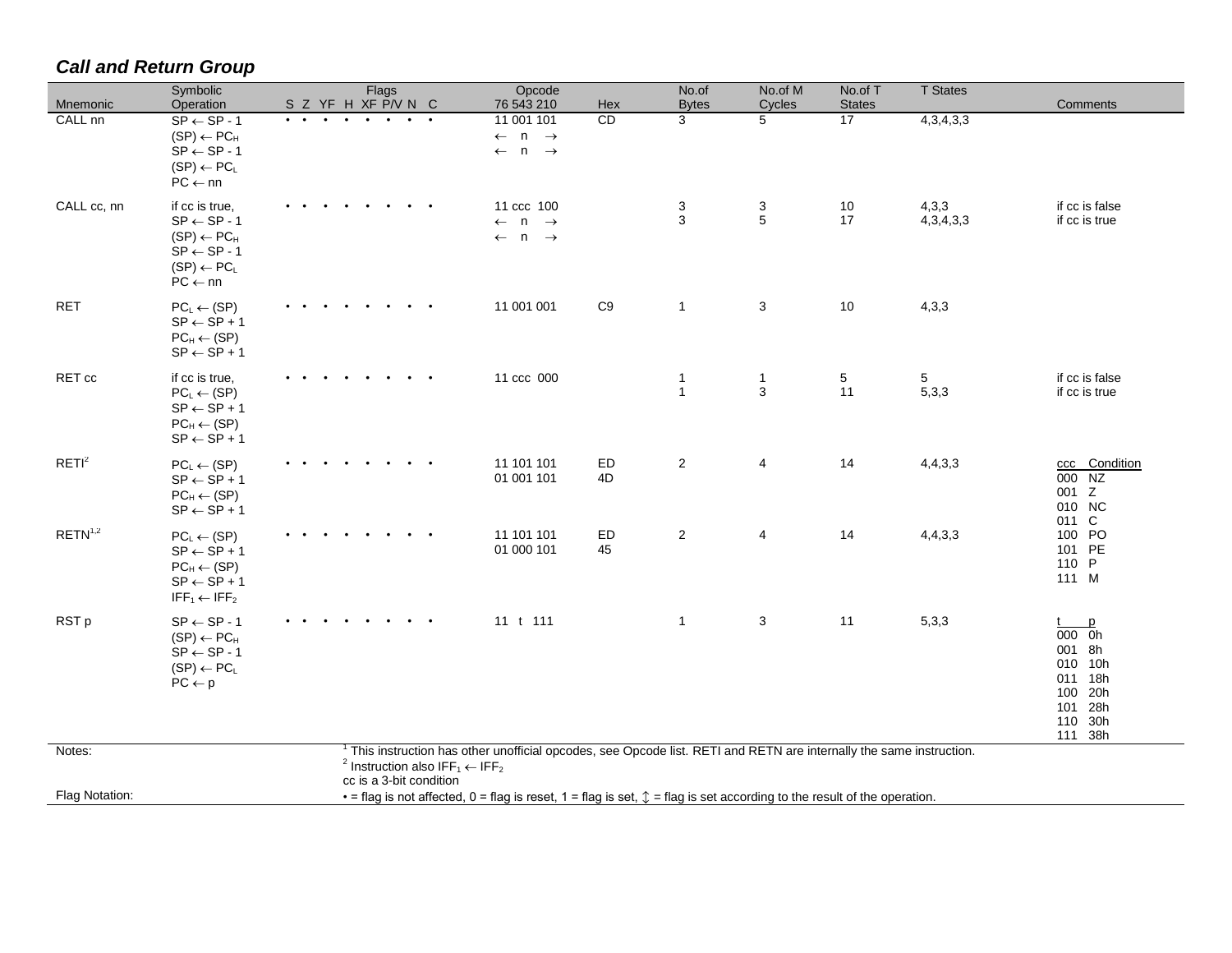## *Call and Return Group*

| Mnemonic | Symbolic Operation | Flags S Z YF H XF P/V N C | Opcode 76 543 210 | Hex | No.of Bytes | No.of M Cycles | No.of T States | T States | Comments |
|---|---|---|---|---|---|---|---|---|---|
| CALL nn | $SP \leftarrow SP - 1$<br>$(SP) \leftarrow PC_H$<br>$SP \leftarrow SP - 1$<br>$(SP) \leftarrow PC_L$<br>$PC \leftarrow nn$ | • • • • • • • • | 11 001 101<br>← n →<br>← n → | CD | 3 | 5 | 17 | 4,3,4,3,3 | |
| CALL cc, nn | if cc is true,<br>$SP \leftarrow SP - 1$<br>$(SP) \leftarrow PC_H$<br>$SP \leftarrow SP - 1$<br>$(SP) \leftarrow PC_L$<br>$PC \leftarrow nn$ | • • • • • • • • | 11 ccc 100<br>← n →<br>← n → | | 3<br>3 | 3<br>5 | 10<br>17 | 4,3,3<br>4,3,4,3,3 | if cc is false<br>if cc is true |
| RET | $PC_L \leftarrow (SP)$<br>$SP \leftarrow SP + 1$<br>$PC_H \leftarrow (SP)$<br>$SP \leftarrow SP + 1$ | • • • • • • • • | 11 001 001 | C9 | 1 | 3 | 10 | 4,3,3 | |
| RET cc | if cc is true,<br>$PC_L \leftarrow (SP)$<br>$SP \leftarrow SP + 1$<br>$PC_H \leftarrow (SP)$<br>$SP \leftarrow SP + 1$ | • • • • • • • • | 11 ccc 000 | | 1<br>1 | 1<br>3 | 5<br>11 | 5<br>5,3,3 | if cc is false<br>if cc is true |
| RETI[2] | $PC_L \leftarrow (SP)$<br>$SP \leftarrow SP + 1$<br>$PC_H \leftarrow (SP)$<br>$SP \leftarrow SP + 1$ | • • • • • • • • | 11 101 101<br>01 001 101 | ED<br>4D | 2 | 4 | 14 | 4,4,3,3 | ccc Condition<br>000 NZ<br>001 Z<br>010 NC<br>011 C |
| RETN[1,2] | $PC_L \leftarrow (SP)$<br>$SP \leftarrow SP + 1$<br>$PC_H \leftarrow (SP)$<br>$SP \leftarrow SP + 1$<br>$IFF_1 \leftarrow IFF_2$ | • • • • • • • • | 11 101 101<br>01 000 101 | ED<br>45 | 2 | 4 | 14 | 4,4,3,3 | 100 PO<br>101 PE<br>110 P<br>111 M |
| RST p | $SP \leftarrow SP - 1$<br>$(SP) \leftarrow PC_H$<br>$SP \leftarrow SP - 1$<br>$(SP) \leftarrow PC_L$<br>$PC \leftarrow p$ | • • • • • • • • | 11 t 111 | | 1 | 3 | 11 | 5,3,3 | t p<br>000 0h<br>001 8h<br>010 10h<br>011 18h<br>100 20h<br>101 28h<br>110 30h<br>111 38h |

Notes:
[1] This instruction has other unofficial opcodes, see Opcode list. RETI and RETN are internally the same instruction.
[2] Instruction also $IFF_1 \leftarrow IFF_2$
cc is a 3-bit condition

Flag Notation: • = flag is not affected, 0 = flag is reset, 1 = flag is set, ↕ = flag is set according to the result of the operation.